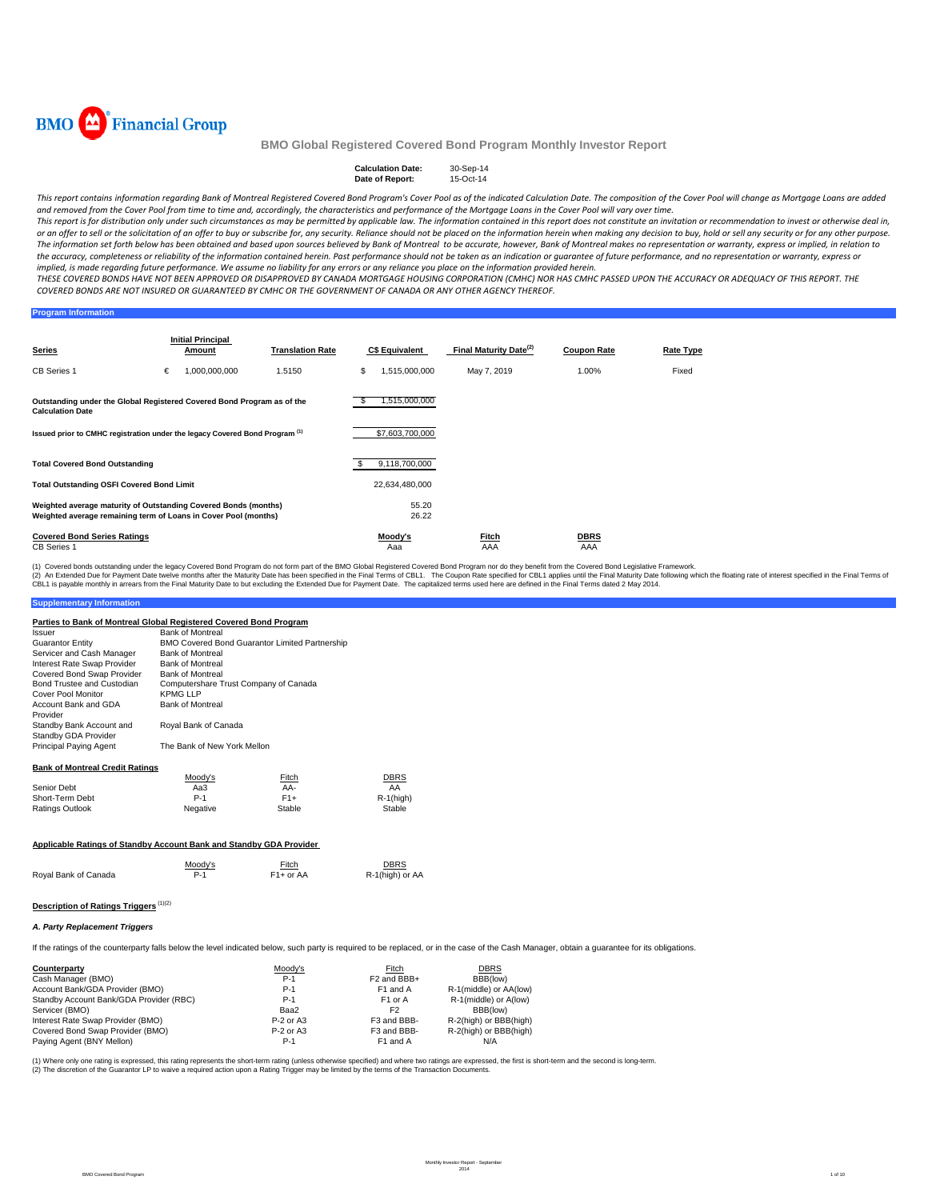BMO Financial Group

# BMO Global Registered Covered Bond Program Monthly Investor Report

**Calculation Date:** 30-Sep-14
**Date of Report:** 15-Oct-14

*This report contains information regarding Bank of Montreal Registered Covered Bond Program's Cover Pool as of the indicated Calculation Date. The composition of the Cover Pool will change as Mortgage Loans are added and removed from the Cover Pool from time to time and, accordingly, the characteristics and performance of the Mortgage Loans in the Cover Pool will vary over time.*

*This report is for distribution only under such circumstances as may be permitted by applicable law. The information contained in this report does not constitute an invitation or recommendation to invest or otherwise deal in, or an offer to sell or the solicitation of an offer to buy or subscribe for, any security. Reliance should not be placed on the information herein when making any decision to buy, hold or sell any security or for any other purpose. The information set forth below has been obtained and based upon sources believed by Bank of Montreal to be accurate, however, Bank of Montreal makes no representation or warranty, express or implied, in relation to the accuracy, completeness or reliability of the information contained herein. Past performance should not be taken as an indication or guarantee of future performance, and no representation or warranty, express or implied, is made regarding future performance. We assume no liability for any errors or any reliance you place on the information provided herein.*

*THESE COVERED BONDS HAVE NOT BEEN APPROVED OR DISAPPROVED BY CANADA MORTGAGE HOUSING CORPORATION (CMHC) NOR HAS CMHC PASSED UPON THE ACCURACY OR ADEQUACY OF THIS REPORT. THE COVERED BONDS ARE NOT INSURED OR GUARANTEED BY CMHC OR THE GOVERNMENT OF CANADA OR ANY OTHER AGENCY THEREOF.*

## Program Information

| Series | Initial Principal Amount | Translation Rate | C$ Equivalent | Final Maturity Date[2] | Coupon Rate | Rate Type |
|---|---|---|---|---|---|---|
| CB Series 1 | € 1,000,000,000 | 1.5150 | $ 1,515,000,000 | May 7, 2019 | 1.00% | Fixed |

| | |
|---|---|
| Outstanding under the Global Registered Covered Bond Program as of the Calculation Date | $ 1,515,000,000 |
| Issued prior to CMHC registration under the legacy Covered Bond Program [1] | $7,603,700,000 |
| Total Covered Bond Outstanding | $ 9,118,700,000 |
| Total Outstanding OSFI Covered Bond Limit | 22,634,480,000 |
| Weighted average maturity of Outstanding Covered Bonds (months) | 55.20 |
| Weighted average remaining term of Loans in Cover Pool (months) | 26.22 |

| Covered Bond Series Ratings | Moody's | Fitch | DBRS |
|---|---|---|---|
| CB Series 1 | Aaa | AAA | AAA |

(1) Covered bonds outstanding under the legacy Covered Bond Program do not form part of the BMO Global Registered Covered Bond Program nor do they benefit from the Covered Bond Legislative Framework.
(2) An Extended Due for Payment Date twelve months after the Maturity Date has been specified in the Final Terms of CBL1. The Coupon Rate specified for CBL1 applies until the Final Maturity Date following which the floating rate of interest specified in the Final Terms of CBL1 is payable monthly in arrears from the Final Maturity Date to but excluding the Extended Due for Payment Date. The capitalized terms used here are defined in the Final Terms dated 2 May 2014.

## Supplementary Information

### Parties to Bank of Montreal Global Registered Covered Bond Program

| | |
|---|---|
| Issuer | Bank of Montreal |
| Guarantor Entity | BMO Covered Bond Guarantor Limited Partnership |
| Servicer and Cash Manager | Bank of Montreal |
| Interest Rate Swap Provider | Bank of Montreal |
| Covered Bond Swap Provider | Bank of Montreal |
| Bond Trustee and Custodian | Computershare Trust Company of Canada |
| Cover Pool Monitor | KPMG LLP |
| Account Bank and GDA Provider | Bank of Montreal |
| Standby Bank Account and Standby GDA Provider | Royal Bank of Canada |
| Principal Paying Agent | The Bank of New York Mellon |

### Bank of Montreal Credit Ratings

| | Moody's | Fitch | DBRS |
|---|---|---|---|
| Senior Debt | Aa3 | AA- | AA |
| Short-Term Debt | P-1 | F1+ | R-1(high) |
| Ratings Outlook | Negative | Stable | Stable |

### Applicable Ratings of Standby Account Bank and Standby GDA Provider

| | Moody's | Fitch | DBRS |
|---|---|---|---|
| Royal Bank of Canada | P-1 | F1+ or AA | R-1(high) or AA |

### Description of Ratings Triggers [1][2]

#### *A. Party Replacement Triggers*

If the ratings of the counterparty falls below the level indicated below, such party is required to be replaced, or in the case of the Cash Manager, obtain a guarantee for its obligations.

| Counterparty | Moody's | Fitch | DBRS |
|---|---|---|---|
| Cash Manager (BMO) | P-1 | F2 and BBB+ | BBB(low) |
| Account Bank/GDA Provider (BMO) | P-1 | F1 and A | R-1(middle) or AA(low) |
| Standby Account Bank/GDA Provider (RBC) | P-1 | F1 or A | R-1(middle) or A(low) |
| Servicer (BMO) | Baa2 | F2 | BBB(low) |
| Interest Rate Swap Provider (BMO) | P-2 or A3 | F3 and BBB- | R-2(high) or BBB(high) |
| Covered Bond Swap Provider (BMO) | P-2 or A3 | F3 and BBB- | R-2(high) or BBB(high) |
| Paying Agent (BNY Mellon) | P-1 | F1 and A | N/A |

(1) Where only one rating is expressed, this rating represents the short-term rating (unless otherwise specified) and where two ratings are expressed, the first is short-term and the second is long-term.
(2) The discretion of the Guarantor LP to waive a required action upon a Rating Trigger may be limited by the terms of the Transaction Documents.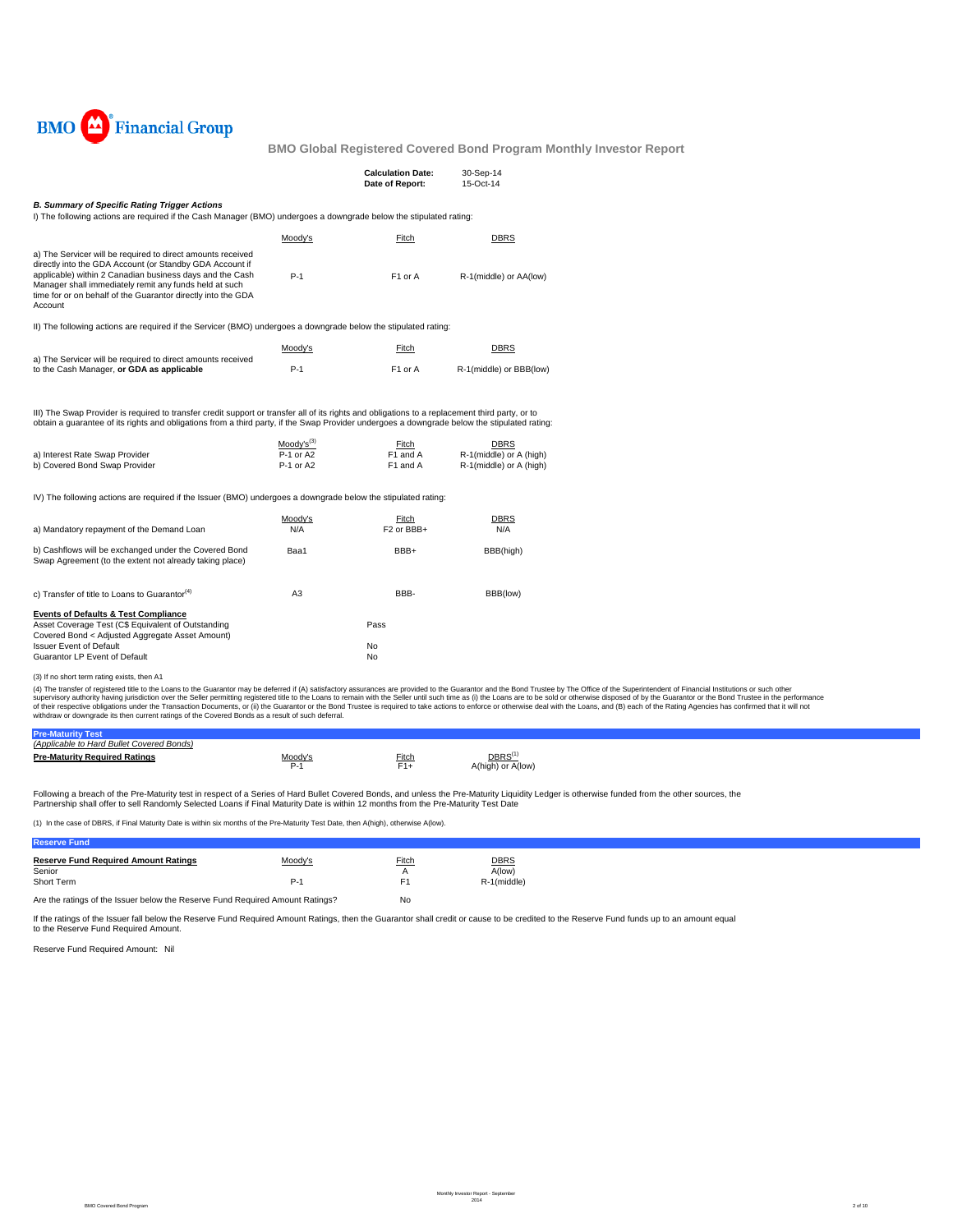BMO Financial Group

## BMO Global Registered Covered Bond Program Monthly Investor Report

| | |
|---|---|
| **Calculation Date:** | 30-Sep-14 |
| **Date of Report:** | 15-Oct-14 |

### *B. Summary of Specific Rating Trigger Actions*

I) The following actions are required if the Cash Manager (BMO) undergoes a downgrade below the stipulated rating:

| | Moody's | Fitch | DBRS |
|---|---|---|---|
| a) The Servicer will be required to direct amounts received directly into the GDA Account (or Standby GDA Account if applicable) within 2 Canadian business days and the Cash Manager shall immediately remit any funds held at such time for or on behalf of the Guarantor directly into the GDA Account | P-1 | F1 or A | R-1(middle) or AA(low) |

II) The following actions are required if the Servicer (BMO) undergoes a downgrade below the stipulated rating:

| | Moody's | Fitch | DBRS |
|---|---|---|---|
| a) The Servicer will be required to direct amounts received to the Cash Manager, **or GDA as applicable** | P-1 | F1 or A | R-1(middle) or BBB(low) |

III) The Swap Provider is required to transfer credit support or transfer all of its rights and obligations to a replacement third party, or to obtain a guarantee of its rights and obligations from a third party, if the Swap Provider undergoes a downgrade below the stipulated rating:

| | Moody's(3) | Fitch | DBRS |
|---|---|---|---|
| a) Interest Rate Swap Provider | P-1 or A2 | F1 and A | R-1(middle) or A (high) |
| b) Covered Bond Swap Provider | P-1 or A2 | F1 and A | R-1(middle) or A (high) |

IV) The following actions are required if the Issuer (BMO) undergoes a downgrade below the stipulated rating:

| | Moody's | Fitch | DBRS |
|---|---|---|---|
| a) Mandatory repayment of the Demand Loan | N/A | F2 or BBB+ | N/A |
| b) Cashflows will be exchanged under the Covered Bond Swap Agreement (to the extent not already taking place) | Baa1 | BBB+ | BBB(high) |
| c) Transfer of title to Loans to Guarantor(4) | A3 | BBB- | BBB(low) |

**Events of Defaults & Test Compliance**

| | |
|---|---|
| Asset Coverage Test (C$ Equivalent of Outstanding Covered Bond < Adjusted Aggregate Asset Amount) | Pass |
| Issuer Event of Default | No |
| Guarantor LP Event of Default | No |

(3) If no short term rating exists, then A1

(4) The transfer of registered title to the Loans to the Guarantor may be deferred if (A) satisfactory assurances are provided to the Guarantor and the Bond Trustee by The Office of the Superintendent of Financial Institutions or such other supervisory authority having jurisdiction over the Seller permitting registered title to the Loans to remain with the Seller until such time as (i) the Loans are to be sold or otherwise disposed of by the Guarantor or the Bond Trustee in the performance of their respective obligations under the Transaction Documents, or (ii) the Guarantor or the Bond Trustee is required to take actions to enforce or otherwise deal with the Loans, and (B) each of the Rating Agencies has confirmed that it will not withdraw or downgrade its then current ratings of the Covered Bonds as a result of such deferral.

### Pre-Maturity Test

*(Applicable to Hard Bullet Covered Bonds)*

| **Pre-Maturity Required Ratings** | Moody's | Fitch | DBRS(1) |
|---|---|---|---|
| | P-1 | F1+ | A(high) or A(low) |

Following a breach of the Pre-Maturity test in respect of a Series of Hard Bullet Covered Bonds, and unless the Pre-Maturity Liquidity Ledger is otherwise funded from the other sources, the Partnership shall offer to sell Randomly Selected Loans if Final Maturity Date is within 12 months from the Pre-Maturity Test Date

(1) In the case of DBRS, if Final Maturity Date is within six months of the Pre-Maturity Test Date, then A(high), otherwise A(low).

### Reserve Fund

| **Reserve Fund Required Amount Ratings** | Moody's | Fitch | DBRS |
|---|---|---|---|
| Senior | | A | A(low) |
| Short Term | P-1 | F1 | R-1(middle) |

Are the ratings of the Issuer below the Reserve Fund Required Amount Ratings? No

If the ratings of the Issuer fall below the Reserve Fund Required Amount Ratings, then the Guarantor shall credit or cause to be credited to the Reserve Fund funds up to an amount equal to the Reserve Fund Required Amount.

Reserve Fund Required Amount: Nil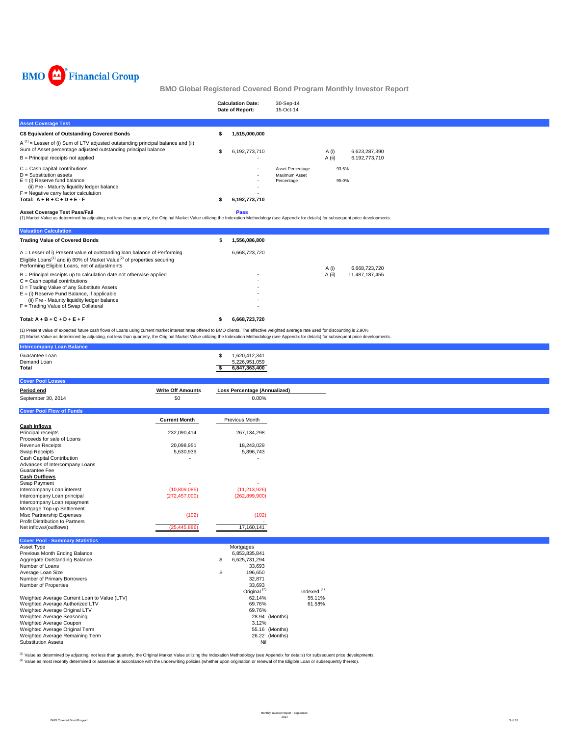BMO Financial Group

# BMO Global Registered Covered Bond Program Monthly Investor Report

| | |
|---|---|
| **Calculation Date:** | 30-Sep-14 |
| **Date of Report:** | 15-Oct-14 |

## Asset Coverage Test

| | | | | |
|---|---|---|---|---|
| **C$ Equivalent of Outstanding Covered Bonds** | $ **1,515,000,000** | | | |
| A [1] = Lesser of (i) Sum of LTV adjusted outstanding principal balance and (ii) Sum of Asset percentage adjusted outstanding principal balance | $ 6,192,773,710 | | A (i) | 6,623,287,390 |
| B = Principal receipts not applied | - | | A (ii) | 6,192,773,710 |
| C = Cash capital contributions | - | Asset Percentage | 93.5% | |
| D = Substitution assets | - | Maximum Asset Percentage | 95.0% | |
| E = (i) Reserve fund balance | - | | | |
| (ii) Pre - Maturity liquidity ledger balance | - | | | |
| F = Negative carry factor calculation | - | | | |
| **Total: A + B + C + D + E - F** | $ **6,192,773,710** | | | |

**Asset Coverage Test Pass/Fail** **Pass**

(1) Market Value as determined by adjusting, not less than quarterly, the Original Market Value utilizing the Indexation Methodology (see Appendix for details) for subsequent price developments.

## Valuation Calculation

| | | | |
|---|---|---|---|
| **Trading Value of Covered Bonds** | $ **1,556,086,800** | | |
| A = Lesser of i) Present value of outstanding loan balance of Performing Eligible Loans[1] and ii) 80% of Market Value[2] of properties securing Performing Eligible Loans, net of adjustments | 6,668,723,720 | A (i) | 6,668,723,720 |
| B = Principal receipts up to calculation date not otherwise applied | - | A (ii) | 11,487,187,455 |
| C = Cash capital contributions | - | | |
| D = Trading Value of any Substitute Assets | - | | |
| E = (i) Reserve Fund Balance, if applicable | - | | |
| (ii) Pre - Maturity liquidity ledger balance | - | | |
| F = Trading Value of Swap Collateral | - | | |
| **Total: A + B + C + D + E + F** | $ **6,668,723,720** | | |

(1) Present value of expected future cash flows of Loans using current market interest rates offered to BMO clients. The effective weighted average rate used for discounting is 2.90%
(2) Market Value as determined by adjusting, not less than quarterly, the Original Market Value utilizing the Indexation Methodology (see Appendix for details) for subsequent price developments.

## Intercompany Loan Balance

| | |
|---|---|
| Guarantee Loan | $ 1,620,412,341 |
| Demand Loan | 5,226,951,059 |
| **Total** | $ **6,847,363,400** |

## Cover Pool Losses

| **Period end** | **Write Off Amounts** | **Loss Percentage (Annualized)** |
|---|---|---|
| September 30, 2014 | $0 | 0.00% |

## Cover Pool Flow of Funds

| | **Current Month** | Previous Month |
|---|---|---|
| **Cash Inflows** | | |
| Principal receipts | 232,090,414 | 267,134,298 |
| Proceeds for sale of Loans | | |
| Revenue Receipts | 20,098,951 | 18,243,029 |
| Swap Receipts | 5,630,936 | 5,896,743 |
| Cash Capital Contribution | - | - |
| Advances of Intercompany Loans | | |
| Guarantee Fee | | |
| **Cash Outflows** | | |
| Swap Payment | - | - |
| Intercompany Loan interest | (10,809,085) | (11,213,926) |
| Intercompany Loan principal | (272,457,000) | (262,899,900) |
| Intercompany Loan repayment | | |
| Mortgage Top-up Settlement | | |
| Misc Partnership Expenses | (102) | (102) |
| Profit Distribution to Partners | - | - |
| Net inflows/(outflows) | (25,445,886) | 17,160,141 |

## Cover Pool - Summary Statistics

| | | |
|---|---|---|
| Asset Type | Mortgages | |
| Previous Month Ending Balance | 6,853,835,841 | |
| Aggregate Outstanding Balance | $ 6,625,731,294 | |
| Number of Loans | 33,693 | |
| Average Loan Size | $ 196,650 | |
| Number of Primary Borrowers | 32,871 | |
| Number of Properties | 33,693 | |
| | Original [2] | Indexed [1] |
| Weighted Average Current Loan to Value (LTV) | 62.14% | 55.11% |
| Weighted Average Authorized LTV | 69.76% | 61.58% |
| Weighted Average Original LTV | 69.76% | |
| Weighted Average Seasoning | 28.94 (Months) | |
| Weighted Average Coupon | 3.12% | |
| Weighted Average Original Term | 55.16 (Months) | |
| Weighted Average Remaining Term | 26.22 (Months) | |
| Substitution Assets | Nil | |

[1] Value as determined by adjusting, not less than quarterly, the Original Market Value utilizing the Indexation Methodology (see Appendix for details) for subsequent price developments.
[2] Value as most recently determined or assessed in accordance with the underwriting policies (whether upon origination or renewal of the Eligible Loan or subsequently thereto).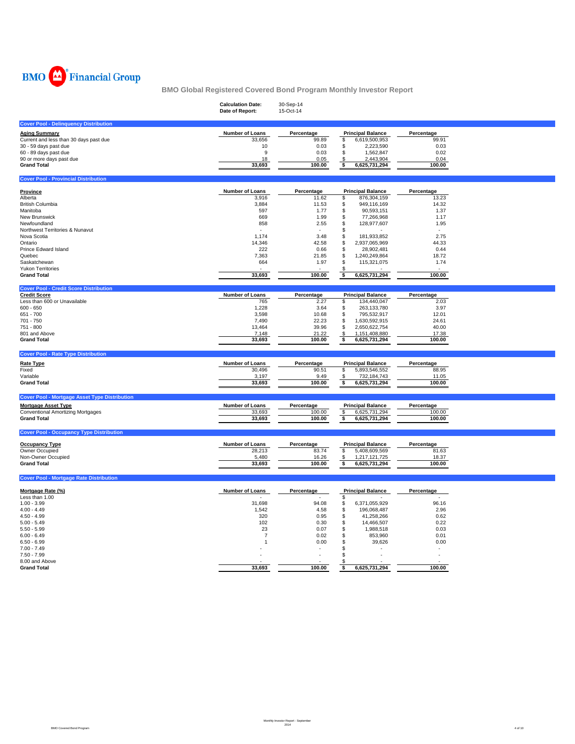BMO Financial Group

## BMO Global Registered Covered Bond Program Monthly Investor Report

**Calculation Date:** 30-Sep-14
**Date of Report:** 15-Oct-14

### Cover Pool - Delinquency Distribution

| Aging Summary | Number of Loans | Percentage | Principal Balance | Percentage |
|---|---|---|---|---|
| Current and less than 30 days past due | 33,656 | 99.89 | $ 6,619,500,953 | 99.91 |
| 30 - 59 days past due | 10 | 0.03 | $ 2,223,590 | 0.03 |
| 60 - 89 days past due | 9 | 0.03 | $ 1,562,847 | 0.02 |
| 90 or more days past due | 18 | 0.05 | $ 2,443,904 | 0.04 |
| **Grand Total** | **33,693** | **100.00** | **$ 6,625,731,294** | **100.00** |

### Cover Pool - Provincial Distribution

| Province | Number of Loans | Percentage | Principal Balance | Percentage |
|---|---|---|---|---|
| Alberta | 3,916 | 11.62 | $ 876,304,159 | 13.23 |
| British Columbia | 3,884 | 11.53 | $ 949,116,169 | 14.32 |
| Manitoba | 597 | 1.77 | $ 90,593,151 | 1.37 |
| New Brunswick | 669 | 1.99 | $ 77,266,968 | 1.17 |
| Newfoundland | 858 | 2.55 | $ 128,977,607 | 1.95 |
| Northwest Territories & Nunavut | - | - | $ - | - |
| Nova Scotia | 1,174 | 3.48 | $ 181,933,852 | 2.75 |
| Ontario | 14,346 | 42.58 | $ 2,937,065,969 | 44.33 |
| Prince Edward Island | 222 | 0.66 | $ 28,902,481 | 0.44 |
| Quebec | 7,363 | 21.85 | $ 1,240,249,864 | 18.72 |
| Saskatchewan | 664 | 1.97 | $ 115,321,075 | 1.74 |
| Yukon Territories | - | - | $ - | - |
| **Grand Total** | **33,693** | **100.00** | **$ 6,625,731,294** | **100.00** |

### Cover Pool - Credit Score Distribution

| Credit Score | Number of Loans | Percentage | Principal Balance | Percentage |
|---|---|---|---|---|
| Less than 600 or Unavailable | 765 | 2.27 | $ 134,440,047 | 2.03 |
| 600 - 650 | 1,228 | 3.64 | $ 263,133,780 | 3.97 |
| 651 - 700 | 3,598 | 10.68 | $ 795,532,917 | 12.01 |
| 701 - 750 | 7,490 | 22.23 | $ 1,630,592,915 | 24.61 |
| 751 - 800 | 13,464 | 39.96 | $ 2,650,622,754 | 40.00 |
| 801 and Above | 7,148 | 21.22 | $ 1,151,408,880 | 17.38 |
| **Grand Total** | **33,693** | **100.00** | **$ 6,625,731,294** | **100.00** |

### Cover Pool - Rate Type Distribution

| Rate Type | Number of Loans | Percentage | Principal Balance | Percentage |
|---|---|---|---|---|
| Fixed | 30,496 | 90.51 | $ 5,893,546,552 | 88.95 |
| Variable | 3,197 | 9.49 | $ 732,184,743 | 11.05 |
| **Grand Total** | **33,693** | **100.00** | **$ 6,625,731,294** | **100.00** |

### Cover Pool - Mortgage Asset Type Distribution

| Mortgage Asset Type | Number of Loans | Percentage | Principal Balance | Percentage |
|---|---|---|---|---|
| Conventional Amortizing Mortgages | 33,693 | 100.00 | $ 6,625,731,294 | 100.00 |
| **Grand Total** | **33,693** | **100.00** | **$ 6,625,731,294** | **100.00** |

### Cover Pool - Occupancy Type Distribution

| Occupancy Type | Number of Loans | Percentage | Principal Balance | Percentage |
|---|---|---|---|---|
| Owner Occupied | 28,213 | 83.74 | $ 5,408,609,569 | 81.63 |
| Non-Owner Occupied | 5,480 | 16.26 | $ 1,217,121,725 | 18.37 |
| **Grand Total** | **33,693** | **100.00** | **$ 6,625,731,294** | **100.00** |

### Cover Pool - Mortgage Rate Distribution

| Mortgage Rate (%) | Number of Loans | Percentage | Principal Balance | Percentage |
|---|---|---|---|---|
| Less than 1.00 | - | - | $ - | - |
| 1.00 - 3.99 | 31,698 | 94.08 | $ 6,371,055,929 | 96.16 |
| 4.00 - 4.49 | 1,542 | 4.58 | $ 196,068,487 | 2.96 |
| 4.50 - 4.99 | 320 | 0.95 | $ 41,258,266 | 0.62 |
| 5.00 - 5.49 | 102 | 0.30 | $ 14,466,507 | 0.22 |
| 5.50 - 5.99 | 23 | 0.07 | $ 1,988,518 | 0.03 |
| 6.00 - 6.49 | 7 | 0.02 | $ 853,960 | 0.01 |
| 6.50 - 6.99 | 1 | 0.00 | $ 39,626 | 0.00 |
| 7.00 - 7.49 | - | - | $ - | - |
| 7.50 - 7.99 | - | - | $ - | - |
| 8.00 and Above | - | - | $ - | - |
| **Grand Total** | **33,693** | **100.00** | **$ 6,625,731,294** | **100.00** |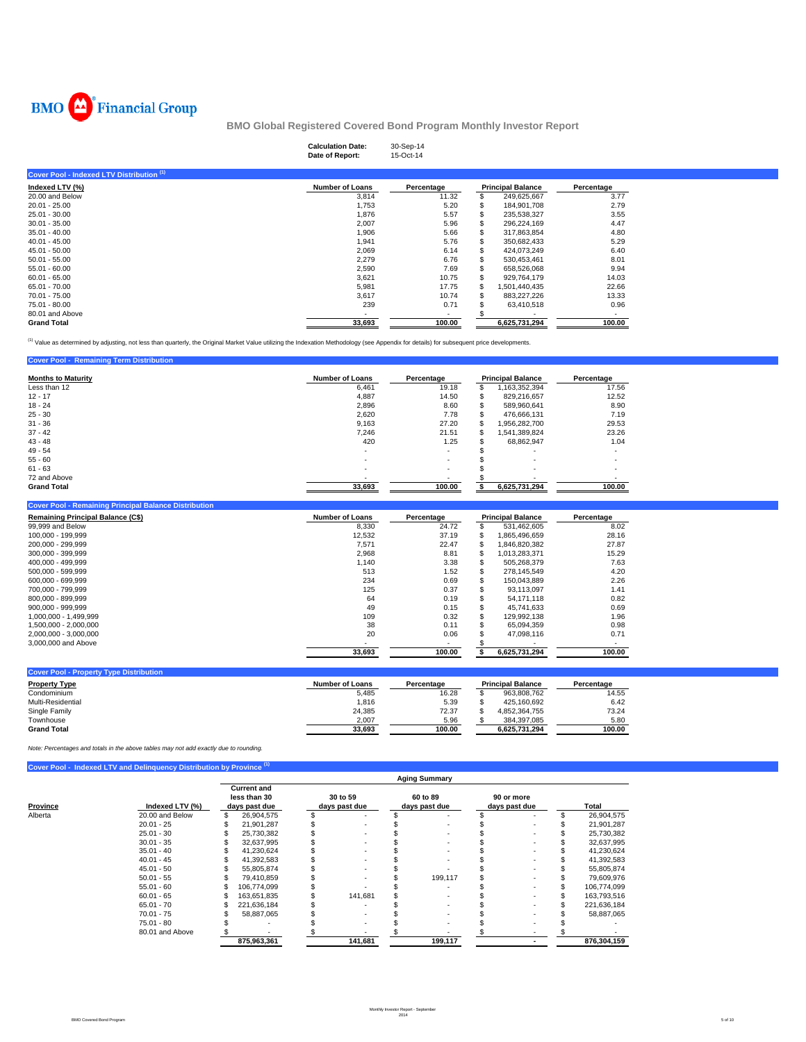BMO Financial Group

## BMO Global Registered Covered Bond Program Monthly Investor Report

**Calculation Date:** 30-Sep-14
**Date of Report:** 15-Oct-14

### Cover Pool - Indexed LTV Distribution [1]

| Indexed LTV (%) | Number of Loans | Percentage | Principal Balance | Percentage |
|---|---|---|---|---|
| 20.00 and Below | 3,814 | 11.32 | $ 249,625,667 | 3.77 |
| 20.01 - 25.00 | 1,753 | 5.20 | $ 184,901,708 | 2.79 |
| 25.01 - 30.00 | 1,876 | 5.57 | $ 235,538,327 | 3.55 |
| 30.01 - 35.00 | 2,007 | 5.96 | $ 296,224,169 | 4.47 |
| 35.01 - 40.00 | 1,906 | 5.66 | $ 317,863,854 | 4.80 |
| 40.01 - 45.00 | 1,941 | 5.76 | $ 350,682,433 | 5.29 |
| 45.01 - 50.00 | 2,069 | 6.14 | $ 424,073,249 | 6.40 |
| 50.01 - 55.00 | 2,279 | 6.76 | $ 530,453,461 | 8.01 |
| 55.01 - 60.00 | 2,590 | 7.69 | $ 658,526,068 | 9.94 |
| 60.01 - 65.00 | 3,621 | 10.75 | $ 929,764,179 | 14.03 |
| 65.01 - 70.00 | 5,981 | 17.75 | $ 1,501,440,435 | 22.66 |
| 70.01 - 75.00 | 3,617 | 10.74 | $ 883,227,226 | 13.33 |
| 75.01 - 80.00 | 239 | 0.71 | $ 63,410,518 | 0.96 |
| 80.01 and Above | - | - | $ - | - |
| **Grand Total** | **33,693** | **100.00** | **6,625,731,294** | **100.00** |

[1] Value as determined by adjusting, not less than quarterly, the Original Market Value utilizing the Indexation Methodology (see Appendix for details) for subsequent price developments.

### Cover Pool - Remaining Term Distribution

| Months to Maturity | Number of Loans | Percentage | Principal Balance | Percentage |
|---|---|---|---|---|
| Less than 12 | 6,461 | 19.18 | $ 1,163,352,394 | 17.56 |
| 12 - 17 | 4,887 | 14.50 | $ 829,216,657 | 12.52 |
| 18 - 24 | 2,896 | 8.60 | $ 589,960,641 | 8.90 |
| 25 - 30 | 2,620 | 7.78 | $ 476,666,131 | 7.19 |
| 31 - 36 | 9,163 | 27.20 | $ 1,956,282,700 | 29.53 |
| 37 - 42 | 7,246 | 21.51 | $ 1,541,389,824 | 23.26 |
| 43 - 48 | 420 | 1.25 | $ 68,862,947 | 1.04 |
| 49 - 54 | - | - | $ - | - |
| 55 - 60 | - | - | $ - | - |
| 61 - 63 | - | - | $ - | - |
| 72 and Above | - | - | $ - | - |
| **Grand Total** | **33,693** | **100.00** | **$ 6,625,731,294** | **100.00** |

### Cover Pool - Remaining Principal Balance Distribution

| Remaining Principal Balance (C$) | Number of Loans | Percentage | Principal Balance | Percentage |
|---|---|---|---|---|
| 99,999 and Below | 8,330 | 24.72 | $ 531,462,605 | 8.02 |
| 100,000 - 199,999 | 12,532 | 37.19 | $ 1,865,496,659 | 28.16 |
| 200,000 - 299,999 | 7,571 | 22.47 | $ 1,846,820,382 | 27.87 |
| 300,000 - 399,999 | 2,968 | 8.81 | $ 1,013,283,371 | 15.29 |
| 400,000 - 499,999 | 1,140 | 3.38 | $ 505,268,379 | 7.63 |
| 500,000 - 599,999 | 513 | 1.52 | $ 278,145,549 | 4.20 |
| 600,000 - 699,999 | 234 | 0.69 | $ 150,043,889 | 2.26 |
| 700,000 - 799,999 | 125 | 0.37 | $ 93,113,097 | 1.41 |
| 800,000 - 899,999 | 64 | 0.19 | $ 54,171,118 | 0.82 |
| 900,000 - 999,999 | 49 | 0.15 | $ 45,741,633 | 0.69 |
| 1,000,000 - 1,499,999 | 109 | 0.32 | $ 129,992,138 | 1.96 |
| 1,500,000 - 2,000,000 | 38 | 0.11 | $ 65,094,359 | 0.98 |
| 2,000,000 - 3,000,000 | 20 | 0.06 | $ 47,098,116 | 0.71 |
| 3,000,000 and Above | - | - | $ - | - |
| | **33,693** | **100.00** | **$ 6,625,731,294** | **100.00** |

### Cover Pool - Property Type Distribution

| Property Type | Number of Loans | Percentage | Principal Balance | Percentage |
|---|---|---|---|---|
| Condominium | 5,485 | 16.28 | $ 963,808,762 | 14.55 |
| Multi-Residential | 1,816 | 5.39 | $ 425,160,692 | 6.42 |
| Single Family | 24,385 | 72.37 | $ 4,852,364,755 | 73.24 |
| Townhouse | 2,007 | 5.96 | $ 384,397,085 | 5.80 |
| **Grand Total** | **33,693** | **100.00** | **6,625,731,294** | **100.00** |

*Note: Percentages and totals in the above tables may not add exactly due to rounding.*

### Cover Pool - Indexed LTV and Delinquency Distribution by Province [1]

| | | Aging Summary | | | | |
|---|---|---|---|---|---|---|
| **Province** | **Indexed LTV (%)** | **Current and less than 30 days past due** | **30 to 59 days past due** | **60 to 89 days past due** | **90 or more days past due** | **Total** |
| Alberta | 20.00 and Below | $ 26,904,575 | $ - | $ - | $ - | $ 26,904,575 |
| | 20.01 - 25 | $ 21,901,287 | $ - | $ - | $ - | $ 21,901,287 |
| | 25.01 - 30 | $ 25,730,382 | $ - | $ - | $ - | $ 25,730,382 |
| | 30.01 - 35 | $ 32,637,995 | $ - | $ - | $ - | $ 32,637,995 |
| | 35.01 - 40 | $ 41,230,624 | $ - | $ - | $ - | $ 41,230,624 |
| | 40.01 - 45 | $ 41,392,583 | $ - | $ - | $ - | $ 41,392,583 |
| | 45.01 - 50 | $ 55,805,874 | $ - | $ - | $ - | $ 55,805,874 |
| | 50.01 - 55 | $ 79,410,859 | $ - | $ 199,117 | $ - | $ 79,609,976 |
| | 55.01 - 60 | $ 106,774,099 | $ - | $ - | $ - | $ 106,774,099 |
| | 60.01 - 65 | $ 163,651,835 | $ 141,681 | $ - | $ - | $ 163,793,516 |
| | 65.01 - 70 | $ 221,636,184 | $ - | $ - | $ - | $ 221,636,184 |
| | 70.01 - 75 | $ 58,887,065 | $ - | $ - | $ - | $ 58,887,065 |
| | 75.01 - 80 | $ - | $ - | $ - | $ - | $ - |
| | 80.01 and Above | $ - | $ - | $ - | $ - | $ - |
| | | **875,963,361** | **141,681** | **199,117** | **-** | **876,304,159** |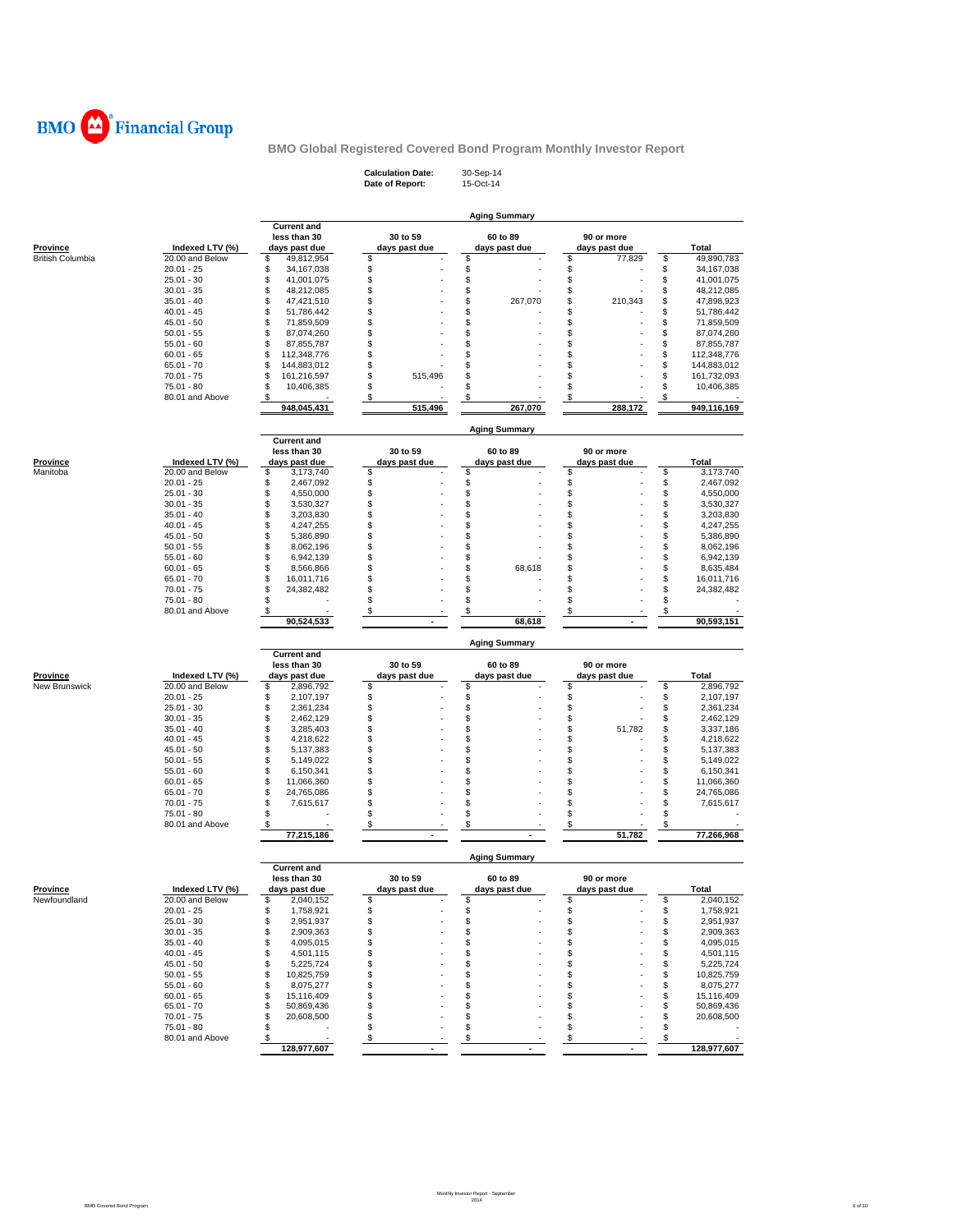**BMO Financial Group**

## BMO Global Registered Covered Bond Program Monthly Investor Report

**Calculation Date:** 30-Sep-14
**Date of Report:** 15-Oct-14

### Aging Summary

| Province | Indexed LTV (%) | Current and less than 30 days past due | 30 to 59 days past due | 60 to 89 days past due | 90 or more days past due | Total |
|---|---|---|---|---|---|---|
| British Columbia | 20.00 and Below | $ 49,812,954 | $ - | $ - | $ 77,829 | $ 49,890,783 |
| | 20.01 - 25 | $ 34,167,038 | $ - | $ - | $ - | $ 34,167,038 |
| | 25.01 - 30 | $ 41,001,075 | $ - | $ - | $ - | $ 41,001,075 |
| | 30.01 - 35 | $ 48,212,085 | $ - | $ - | $ - | $ 48,212,085 |
| | 35.01 - 40 | $ 47,421,510 | $ - | $ 267,070 | $ 210,343 | $ 47,898,923 |
| | 40.01 - 45 | $ 51,786,442 | $ - | $ - | $ - | $ 51,786,442 |
| | 45.01 - 50 | $ 71,859,509 | $ - | $ - | $ - | $ 71,859,509 |
| | 50.01 - 55 | $ 87,074,260 | $ - | $ - | $ - | $ 87,074,260 |
| | 55.01 - 60 | $ 87,855,787 | $ - | $ - | $ - | $ 87,855,787 |
| | 60.01 - 65 | $ 112,348,776 | $ - | $ - | $ - | $ 112,348,776 |
| | 65.01 - 70 | $ 144,883,012 | $ - | $ - | $ - | $ 144,883,012 |
| | 70.01 - 75 | $ 161,216,597 | $ 515,496 | $ - | $ - | $ 161,732,093 |
| | 75.01 - 80 | $ 10,406,385 | $ - | $ - | $ - | $ 10,406,385 |
| | 80.01 and Above | $ - | $ - | $ - | $ - | $ - |
| | | 948,045,431 | 515,496 | 267,070 | 288,172 | 949,116,169 |

### Aging Summary

| Province | Indexed LTV (%) | Current and less than 30 days past due | 30 to 59 days past due | 60 to 89 days past due | 90 or more days past due | Total |
|---|---|---|---|---|---|---|
| Manitoba | 20.00 and Below | $ 3,173,740 | $ - | $ - | $ - | $ 3,173,740 |
| | 20.01 - 25 | $ 2,467,092 | $ - | $ - | $ - | $ 2,467,092 |
| | 25.01 - 30 | $ 4,550,000 | $ - | $ - | $ - | $ 4,550,000 |
| | 30.01 - 35 | $ 3,530,327 | $ - | $ - | $ - | $ 3,530,327 |
| | 35.01 - 40 | $ 3,203,830 | $ - | $ - | $ - | $ 3,203,830 |
| | 40.01 - 45 | $ 4,247,255 | $ - | $ - | $ - | $ 4,247,255 |
| | 45.01 - 50 | $ 5,386,890 | $ - | $ - | $ - | $ 5,386,890 |
| | 50.01 - 55 | $ 8,062,196 | $ - | $ - | $ - | $ 8,062,196 |
| | 55.01 - 60 | $ 6,942,139 | $ - | $ - | $ - | $ 6,942,139 |
| | 60.01 - 65 | $ 8,566,866 | $ - | $ 68,618 | $ - | $ 8,635,484 |
| | 65.01 - 70 | $ 16,011,716 | $ - | $ - | $ - | $ 16,011,716 |
| | 70.01 - 75 | $ 24,382,482 | $ - | $ - | $ - | $ 24,382,482 |
| | 75.01 - 80 | $ - | $ - | $ - | $ - | $ - |
| | 80.01 and Above | $ - | $ - | $ - | $ - | $ - |
| | | 90,524,533 | - | 68,618 | - | 90,593,151 |

### Aging Summary

| Province | Indexed LTV (%) | Current and less than 30 days past due | 30 to 59 days past due | 60 to 89 days past due | 90 or more days past due | Total |
|---|---|---|---|---|---|---|
| New Brunswick | 20.00 and Below | $ 2,896,792 | $ - | $ - | $ - | $ 2,896,792 |
| | 20.01 - 25 | $ 2,107,197 | $ - | $ - | $ - | $ 2,107,197 |
| | 25.01 - 30 | $ 2,361,234 | $ - | $ - | $ - | $ 2,361,234 |
| | 30.01 - 35 | $ 2,462,129 | $ - | $ - | $ - | $ 2,462,129 |
| | 35.01 - 40 | $ 3,285,403 | $ - | $ - | $ 51,782 | $ 3,337,186 |
| | 40.01 - 45 | $ 4,218,622 | $ - | $ - | $ - | $ 4,218,622 |
| | 45.01 - 50 | $ 5,137,383 | $ - | $ - | $ - | $ 5,137,383 |
| | 50.01 - 55 | $ 5,149,022 | $ - | $ - | $ - | $ 5,149,022 |
| | 55.01 - 60 | $ 6,150,341 | $ - | $ - | $ - | $ 6,150,341 |
| | 60.01 - 65 | $ 11,066,360 | $ - | $ - | $ - | $ 11,066,360 |
| | 65.01 - 70 | $ 24,765,086 | $ - | $ - | $ - | $ 24,765,086 |
| | 70.01 - 75 | $ 7,615,617 | $ - | $ - | $ - | $ 7,615,617 |
| | 75.01 - 80 | $ - | $ - | $ - | $ - | $ - |
| | 80.01 and Above | $ - | $ - | $ - | $ - | $ - |
| | | 77,215,186 | - | - | 51,782 | 77,266,968 |

### Aging Summary

| Province | Indexed LTV (%) | Current and less than 30 days past due | 30 to 59 days past due | 60 to 89 days past due | 90 or more days past due | Total |
|---|---|---|---|---|---|---|
| Newfoundland | 20.00 and Below | $ 2,040,152 | $ - | $ - | $ - | $ 2,040,152 |
| | 20.01 - 25 | $ 1,758,921 | $ - | $ - | $ - | $ 1,758,921 |
| | 25.01 - 30 | $ 2,951,937 | $ - | $ - | $ - | $ 2,951,937 |
| | 30.01 - 35 | $ 2,909,363 | $ - | $ - | $ - | $ 2,909,363 |
| | 35.01 - 40 | $ 4,095,015 | $ - | $ - | $ - | $ 4,095,015 |
| | 40.01 - 45 | $ 4,501,115 | $ - | $ - | $ - | $ 4,501,115 |
| | 45.01 - 50 | $ 5,225,724 | $ - | $ - | $ - | $ 5,225,724 |
| | 50.01 - 55 | $ 10,825,759 | $ - | $ - | $ - | $ 10,825,759 |
| | 55.01 - 60 | $ 8,075,277 | $ - | $ - | $ - | $ 8,075,277 |
| | 60.01 - 65 | $ 15,116,409 | $ - | $ - | $ - | $ 15,116,409 |
| | 65.01 - 70 | $ 50,869,436 | $ - | $ - | $ - | $ 50,869,436 |
| | 70.01 - 75 | $ 20,608,500 | $ - | $ - | $ - | $ 20,608,500 |
| | 75.01 - 80 | $ - | $ - | $ - | $ - | $ - |
| | 80.01 and Above | $ - | $ - | $ - | $ - | $ - |
| | | 128,977,607 | - | - | - | 128,977,607 |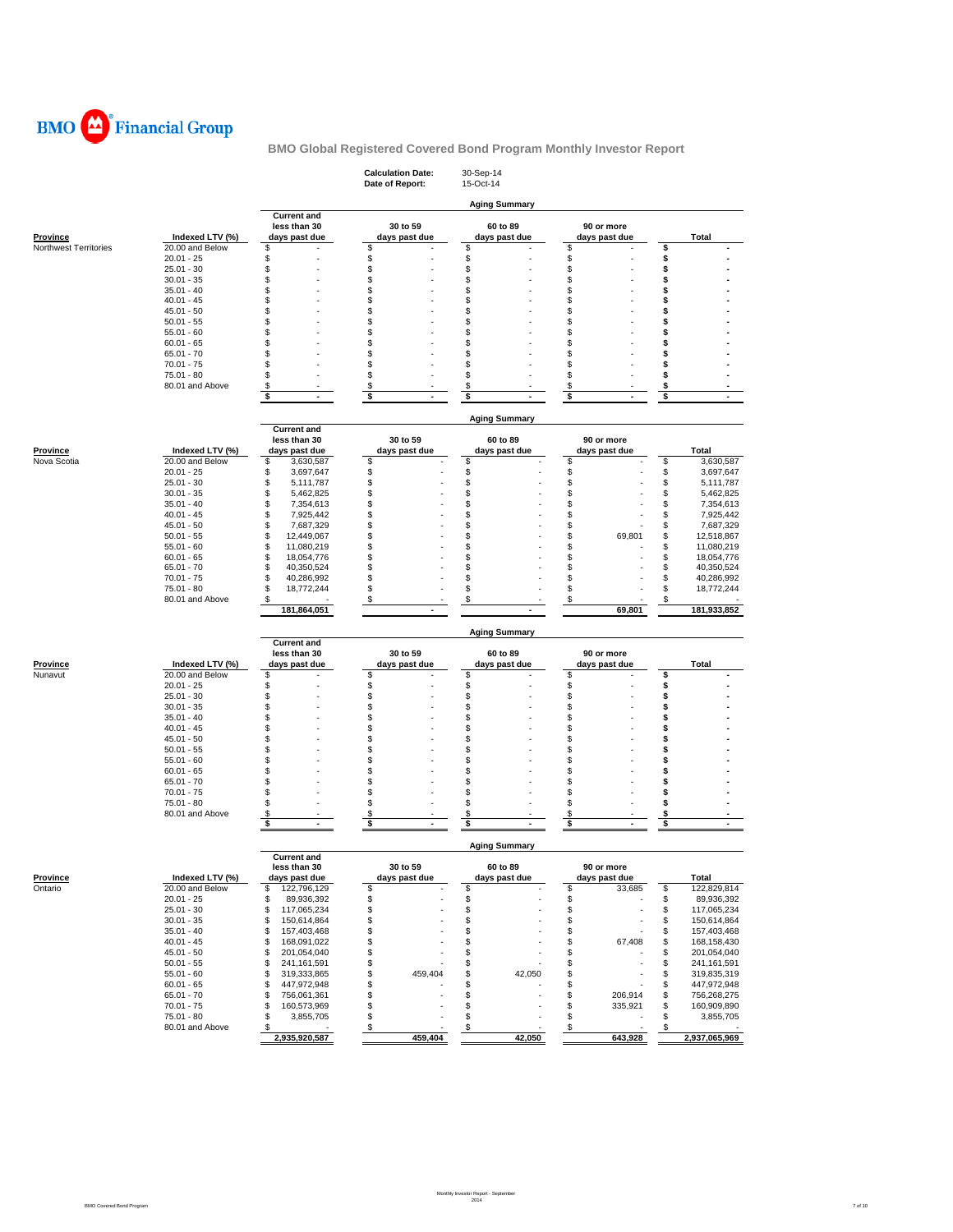BMO Financial Group

## BMO Global Registered Covered Bond Program Monthly Investor Report

**Calculation Date:** 30-Sep-14
**Date of Report:** 15-Oct-14

### Aging Summary

| Province | Indexed LTV (%) | Current and less than 30 days past due | 30 to 59 days past due | 60 to 89 days past due | 90 or more days past due | Total |
|---|---|---|---|---|---|---|
| Northwest Territories | 20.00 and Below | $ - | $ - | $ - | $ - | $ - |
| | 20.01 - 25 | $ - | $ - | $ - | $ - | $ - |
| | 25.01 - 30 | $ - | $ - | $ - | $ - | $ - |
| | 30.01 - 35 | $ - | $ - | $ - | $ - | $ - |
| | 35.01 - 40 | $ - | $ - | $ - | $ - | $ - |
| | 40.01 - 45 | $ - | $ - | $ - | $ - | $ - |
| | 45.01 - 50 | $ - | $ - | $ - | $ - | $ - |
| | 50.01 - 55 | $ - | $ - | $ - | $ - | $ - |
| | 55.01 - 60 | $ - | $ - | $ - | $ - | $ - |
| | 60.01 - 65 | $ - | $ - | $ - | $ - | $ - |
| | 65.01 - 70 | $ - | $ - | $ - | $ - | $ - |
| | 70.01 - 75 | $ - | $ - | $ - | $ - | $ - |
| | 75.01 - 80 | $ - | $ - | $ - | $ - | $ - |
| | 80.01 and Above | $ - | $ - | $ - | $ - | $ - |
| | | $ - | $ - | $ - | $ - | $ - |

### Aging Summary

| Province | Indexed LTV (%) | Current and less than 30 days past due | 30 to 59 days past due | 60 to 89 days past due | 90 or more days past due | Total |
|---|---|---|---|---|---|---|
| Nova Scotia | 20.00 and Below | $ 3,630,587 | $ - | $ - | $ - | $ 3,630,587 |
| | 20.01 - 25 | $ 3,697,647 | $ - | $ - | $ - | $ 3,697,647 |
| | 25.01 - 30 | $ 5,111,787 | $ - | $ - | $ - | $ 5,111,787 |
| | 30.01 - 35 | $ 5,462,825 | $ - | $ - | $ - | $ 5,462,825 |
| | 35.01 - 40 | $ 7,354,613 | $ - | $ - | $ - | $ 7,354,613 |
| | 40.01 - 45 | $ 7,925,442 | $ - | $ - | $ - | $ 7,925,442 |
| | 45.01 - 50 | $ 7,687,329 | $ - | $ - | $ - | $ 7,687,329 |
| | 50.01 - 55 | $ 12,449,067 | $ - | $ - | $ 69,801 | $ 12,518,867 |
| | 55.01 - 60 | $ 11,080,219 | $ - | $ - | $ - | $ 11,080,219 |
| | 60.01 - 65 | $ 18,054,776 | $ - | $ - | $ - | $ 18,054,776 |
| | 65.01 - 70 | $ 40,350,524 | $ - | $ - | $ - | $ 40,350,524 |
| | 70.01 - 75 | $ 40,286,992 | $ - | $ - | $ - | $ 40,286,992 |
| | 75.01 - 80 | $ 18,772,244 | $ - | $ - | $ - | $ 18,772,244 |
| | 80.01 and Above | $ - | $ - | $ - | $ - | $ - |
| | | 181,864,051 | - | - | 69,801 | 181,933,852 |

### Aging Summary

| Province | Indexed LTV (%) | Current and less than 30 days past due | 30 to 59 days past due | 60 to 89 days past due | 90 or more days past due | Total |
|---|---|---|---|---|---|---|
| Nunavut | 20.00 and Below | $ - | $ - | $ - | $ - | $ - |
| | 20.01 - 25 | $ - | $ - | $ - | $ - | $ - |
| | 25.01 - 30 | $ - | $ - | $ - | $ - | $ - |
| | 30.01 - 35 | $ - | $ - | $ - | $ - | $ - |
| | 35.01 - 40 | $ - | $ - | $ - | $ - | $ - |
| | 40.01 - 45 | $ - | $ - | $ - | $ - | $ - |
| | 45.01 - 50 | $ - | $ - | $ - | $ - | $ - |
| | 50.01 - 55 | $ - | $ - | $ - | $ - | $ - |
| | 55.01 - 60 | $ - | $ - | $ - | $ - | $ - |
| | 60.01 - 65 | $ - | $ - | $ - | $ - | $ - |
| | 65.01 - 70 | $ - | $ - | $ - | $ - | $ - |
| | 70.01 - 75 | $ - | $ - | $ - | $ - | $ - |
| | 75.01 - 80 | $ - | $ - | $ - | $ - | $ - |
| | 80.01 and Above | $ - | $ - | $ - | $ - | $ - |
| | | $ - | $ - | $ - | $ - | $ - |

### Aging Summary

| Province | Indexed LTV (%) | Current and less than 30 days past due | 30 to 59 days past due | 60 to 89 days past due | 90 or more days past due | Total |
|---|---|---|---|---|---|---|
| Ontario | 20.00 and Below | $ 122,796,129 | $ - | $ - | $ 33,685 | $ 122,829,814 |
| | 20.01 - 25 | $ 89,936,392 | $ - | $ - | $ - | $ 89,936,392 |
| | 25.01 - 30 | $ 117,065,234 | $ - | $ - | $ - | $ 117,065,234 |
| | 30.01 - 35 | $ 150,614,864 | $ - | $ - | $ - | $ 150,614,864 |
| | 35.01 - 40 | $ 157,403,468 | $ - | $ - | $ - | $ 157,403,468 |
| | 40.01 - 45 | $ 168,091,022 | $ - | $ - | $ 67,408 | $ 168,158,430 |
| | 45.01 - 50 | $ 201,054,040 | $ - | $ - | $ - | $ 201,054,040 |
| | 50.01 - 55 | $ 241,161,591 | $ - | $ - | $ - | $ 241,161,591 |
| | 55.01 - 60 | $ 319,333,865 | $ 459,404 | $ 42,050 | $ - | $ 319,835,319 |
| | 60.01 - 65 | $ 447,972,948 | $ - | $ - | $ - | $ 447,972,948 |
| | 65.01 - 70 | $ 756,061,361 | $ - | $ - | $ 206,914 | $ 756,268,275 |
| | 70.01 - 75 | $ 160,573,969 | $ - | $ - | $ 335,921 | $ 160,909,890 |
| | 75.01 - 80 | $ 3,855,705 | $ - | $ - | $ - | $ 3,855,705 |
| | 80.01 and Above | $ - | $ - | $ - | $ - | $ - |
| | | 2,935,920,587 | 459,404 | 42,050 | 643,928 | 2,937,065,969 |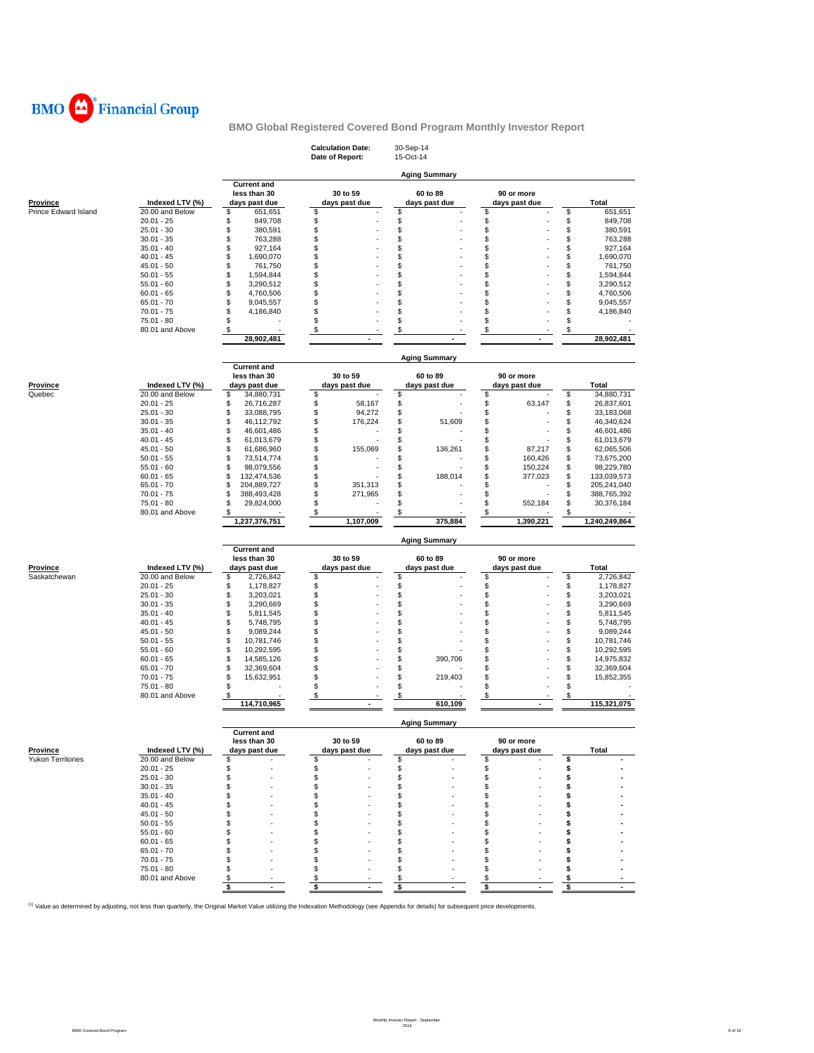**BMO Financial Group**

## BMO Global Registered Covered Bond Program Monthly Investor Report

**Calculation Date:** 30-Sep-14
**Date of Report:** 15-Oct-14

### Aging Summary

| Province | Indexed LTV (%) | Current and less than 30 days past due | 30 to 59 days past due | 60 to 89 days past due | 90 or more days past due | Total |
|---|---|---|---|---|---|---|
| Prince Edward Island | 20.00 and Below | $ 651,651 | $ - | $ - | $ - | $ 651,651 |
| | 20.01 - 25 | $ 849,708 | $ - | $ - | $ - | $ 849,708 |
| | 25.01 - 30 | $ 380,591 | $ - | $ - | $ - | $ 380,591 |
| | 30.01 - 35 | $ 763,288 | $ - | $ - | $ - | $ 763,288 |
| | 35.01 - 40 | $ 927,164 | $ - | $ - | $ - | $ 927,164 |
| | 40.01 - 45 | $ 1,690,070 | $ - | $ - | $ - | $ 1,690,070 |
| | 45.01 - 50 | $ 761,750 | $ - | $ - | $ - | $ 761,750 |
| | 50.01 - 55 | $ 1,594,844 | $ - | $ - | $ - | $ 1,594,844 |
| | 55.01 - 60 | $ 3,290,512 | $ - | $ - | $ - | $ 3,290,512 |
| | 60.01 - 65 | $ 4,760,506 | $ - | $ - | $ - | $ 4,760,506 |
| | 65.01 - 70 | $ 9,045,557 | $ - | $ - | $ - | $ 9,045,557 |
| | 70.01 - 75 | $ 4,186,840 | $ - | $ - | $ - | $ 4,186,840 |
| | 75.01 - 80 | $ - | $ - | $ - | $ - | $ - |
| | 80.01 and Above | $ - | $ - | $ - | $ - | $ - |
| | | 28,902,481 | - | - | - | 28,902,481 |

### Aging Summary

| Province | Indexed LTV (%) | Current and less than 30 days past due | 30 to 59 days past due | 60 to 89 days past due | 90 or more days past due | Total |
|---|---|---|---|---|---|---|
| Quebec | 20.00 and Below | $ 34,880,731 | $ - | $ - | $ - | $ 34,880,731 |
| | 20.01 - 25 | $ 26,716,287 | $ 58,167 | $ - | $ 63,147 | $ 26,837,601 |
| | 25.01 - 30 | $ 33,088,795 | $ 94,272 | $ - | $ - | $ 33,183,068 |
| | 30.01 - 35 | $ 46,112,792 | $ 176,224 | $ 51,609 | $ - | $ 46,340,624 |
| | 35.01 - 40 | $ 46,601,486 | $ - | $ - | $ - | $ 46,601,486 |
| | 40.01 - 45 | $ 61,013,679 | $ - | $ - | $ - | $ 61,013,679 |
| | 45.01 - 50 | $ 61,686,960 | $ 155,069 | $ 136,261 | $ 87,217 | $ 62,065,506 |
| | 50.01 - 55 | $ 73,514,774 | $ - | $ - | $ 160,426 | $ 73,675,200 |
| | 55.01 - 60 | $ 98,079,556 | $ - | $ - | $ 150,224 | $ 98,229,780 |
| | 60.01 - 65 | $ 132,474,536 | $ - | $ 188,014 | $ 377,023 | $ 133,039,573 |
| | 65.01 - 70 | $ 204,889,727 | $ 351,313 | $ - | $ - | $ 205,241,040 |
| | 70.01 - 75 | $ 388,493,428 | $ 271,965 | $ - | $ - | $ 388,765,392 |
| | 75.01 - 80 | $ 29,824,000 | $ - | $ - | $ 552,184 | $ 30,376,184 |
| | 80.01 and Above | $ - | $ - | $ - | $ - | $ - |
| | | 1,237,376,751 | 1,107,009 | 375,884 | 1,390,221 | 1,240,249,864 |

### Aging Summary

| Province | Indexed LTV (%) | Current and less than 30 days past due | 30 to 59 days past due | 60 to 89 days past due | 90 or more days past due | Total |
|---|---|---|---|---|---|---|
| Saskatchewan | 20.00 and Below | $ 2,726,842 | $ - | $ - | $ - | $ 2,726,842 |
| | 20.01 - 25 | $ 1,178,827 | $ - | $ - | $ - | $ 1,178,827 |
| | 25.01 - 30 | $ 3,203,021 | $ - | $ - | $ - | $ 3,203,021 |
| | 30.01 - 35 | $ 3,290,669 | $ - | $ - | $ - | $ 3,290,669 |
| | 35.01 - 40 | $ 5,811,545 | $ - | $ - | $ - | $ 5,811,545 |
| | 40.01 - 45 | $ 5,748,795 | $ - | $ - | $ - | $ 5,748,795 |
| | 45.01 - 50 | $ 9,089,244 | $ - | $ - | $ - | $ 9,089,244 |
| | 50.01 - 55 | $ 10,781,746 | $ - | $ - | $ - | $ 10,781,746 |
| | 55.01 - 60 | $ 10,292,595 | $ - | $ - | $ - | $ 10,292,595 |
| | 60.01 - 65 | $ 14,585,126 | $ - | $ 390,706 | $ - | $ 14,975,832 |
| | 65.01 - 70 | $ 32,369,604 | $ - | $ - | $ - | $ 32,369,604 |
| | 70.01 - 75 | $ 15,632,951 | $ - | $ 219,403 | $ - | $ 15,852,355 |
| | 75.01 - 80 | $ - | $ - | $ - | $ - | $ - |
| | 80.01 and Above | $ - | $ - | $ - | $ - | $ - |
| | | 114,710,965 | - | 610,109 | - | 115,321,075 |

### Aging Summary

| Province | Indexed LTV (%) | Current and less than 30 days past due | 30 to 59 days past due | 60 to 89 days past due | 90 or more days past due | Total |
|---|---|---|---|---|---|---|
| Yukon Territories | 20.00 and Below | $ - | $ - | $ - | $ - | $ - |
| | 20.01 - 25 | $ - | $ - | $ - | $ - | $ - |
| | 25.01 - 30 | $ - | $ - | $ - | $ - | $ - |
| | 30.01 - 35 | $ - | $ - | $ - | $ - | $ - |
| | 35.01 - 40 | $ - | $ - | $ - | $ - | $ - |
| | 40.01 - 45 | $ - | $ - | $ - | $ - | $ - |
| | 45.01 - 50 | $ - | $ - | $ - | $ - | $ - |
| | 50.01 - 55 | $ - | $ - | $ - | $ - | $ - |
| | 55.01 - 60 | $ - | $ - | $ - | $ - | $ - |
| | 60.01 - 65 | $ - | $ - | $ - | $ - | $ - |
| | 65.01 - 70 | $ - | $ - | $ - | $ - | $ - |
| | 70.01 - 75 | $ - | $ - | $ - | $ - | $ - |
| | 75.01 - 80 | $ - | $ - | $ - | $ - | $ - |
| | 80.01 and Above | $ - | $ - | $ - | $ - | $ - |
| | | $ - | $ - | $ - | $ - | $ - |

[1] Value as determined by adjusting, not less than quarterly, the Original Market Value utilizing the Indexation Methodology (see Appendix for details) for subsequent price developments.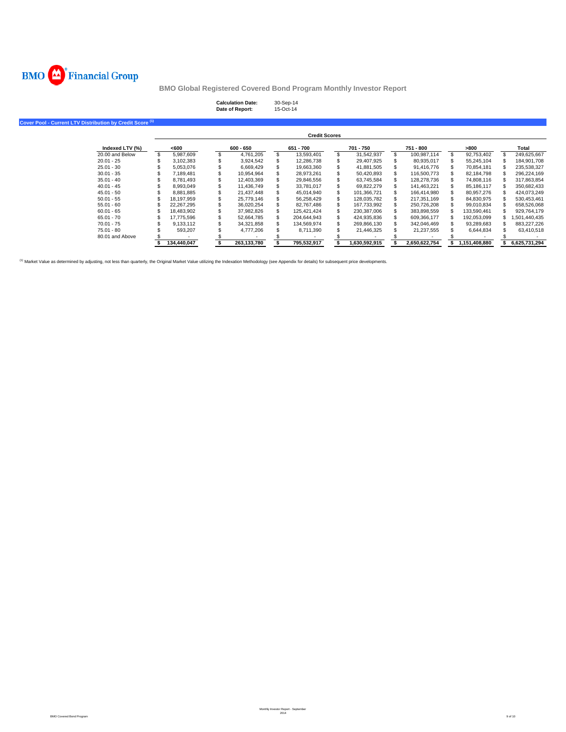BMO Financial Group

# BMO Global Registered Covered Bond Program Monthly Investor Report

**Calculation Date:** 30-Sep-14
**Date of Report:** 15-Oct-14

## Cover Pool - Current LTV Distribution by Credit Score [1]

| | Credit Scores | | | | | | |
|---|---|---|---|---|---|---|---|
| **Indexed LTV (%)** | **<600** | **600 - 650** | **651 - 700** | **701 - 750** | **751 - 800** | **>800** | **Total** |
| 20.00 and Below | $ 5,987,609 | $ 4,761,205 | $ 13,593,401 | $ 31,542,937 | $ 100,987,114 | $ 92,753,402 | $ 249,625,667 |
| 20.01 - 25 | $ 3,102,383 | $ 3,924,542 | $ 12,286,738 | $ 29,407,925 | $ 80,935,017 | $ 55,245,104 | $ 184,901,708 |
| 25.01 - 30 | $ 5,053,076 | $ 6,669,429 | $ 19,663,360 | $ 41,881,505 | $ 91,416,776 | $ 70,854,181 | $ 235,538,327 |
| 30.01 - 35 | $ 7,189,481 | $ 10,954,964 | $ 28,973,261 | $ 50,420,893 | $ 116,500,773 | $ 82,184,798 | $ 296,224,169 |
| 35.01 - 40 | $ 8,781,493 | $ 12,403,369 | $ 29,846,556 | $ 63,745,584 | $ 128,278,736 | $ 74,808,116 | $ 317,863,854 |
| 40.01 - 45 | $ 8,993,049 | $ 11,436,749 | $ 33,781,017 | $ 69,822,279 | $ 141,463,221 | $ 85,186,117 | $ 350,682,433 |
| 45.01 - 50 | $ 8,881,885 | $ 21,437,448 | $ 45,014,940 | $ 101,366,721 | $ 166,414,980 | $ 80,957,276 | $ 424,073,249 |
| 50.01 - 55 | $ 18,197,959 | $ 25,779,146 | $ 56,258,429 | $ 128,035,782 | $ 217,351,169 | $ 84,830,975 | $ 530,453,461 |
| 55.01 - 60 | $ 22,267,295 | $ 36,020,254 | $ 82,767,486 | $ 167,733,992 | $ 250,726,208 | $ 99,010,834 | $ 658,526,068 |
| 60.01 - 65 | $ 18,483,902 | $ 37,982,826 | $ 125,421,424 | $ 230,387,006 | $ 383,898,559 | $ 133,590,461 | $ 929,764,179 |
| 65.01 - 70 | $ 17,775,596 | $ 52,664,785 | $ 204,644,943 | $ 424,935,836 | $ 609,366,177 | $ 192,053,099 | $ 1,501,440,435 |
| 70.01 - 75 | $ 9,133,112 | $ 34,321,858 | $ 134,569,974 | $ 269,866,130 | $ 342,046,469 | $ 93,289,683 | $ 883,227,226 |
| 75.01 - 80 | $ 593,207 | $ 4,777,206 | $ 8,711,390 | $ 21,446,325 | $ 21,237,555 | $ 6,644,834 | $ 63,410,518 |
| 80.01 and Above | $ - | $ - | $ - | $ - | $ - | $ - | $ - |
| | **$ 134,440,047** | **$ 263,133,780** | **$ 795,532,917** | **$ 1,630,592,915** | **$ 2,650,622,754** | **$ 1,151,408,880** | **$ 6,625,731,294** |

[1] Market Value as determined by adjusting, not less than quarterly, the Original Market Value utilizing the Indexation Methodology (see Appendix for details) for subsequent price developments.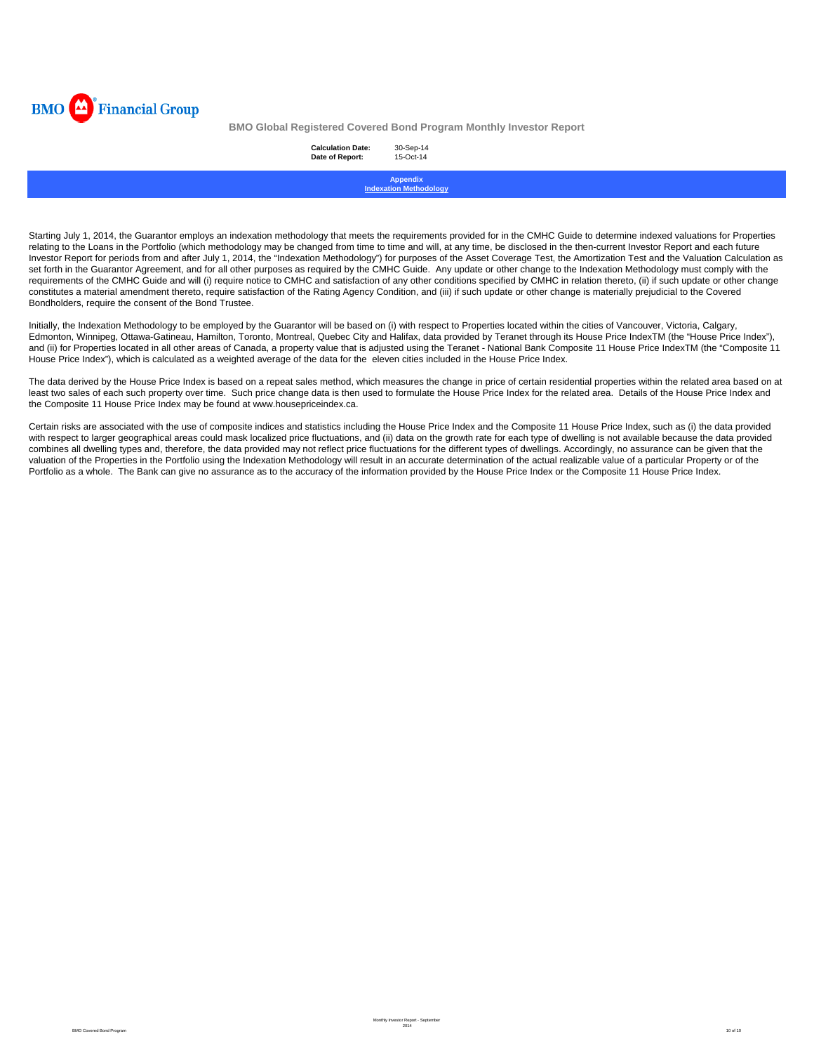BMO Financial Group

**BMO Global Registered Covered Bond Program Monthly Investor Report**

| | |
|---|---|
| **Calculation Date:** | 30-Sep-14 |
| **Date of Report:** | 15-Oct-14 |

## Appendix
### Indexation Methodology

Starting July 1, 2014, the Guarantor employs an indexation methodology that meets the requirements provided for in the CMHC Guide to determine indexed valuations for Properties relating to the Loans in the Portfolio (which methodology may be changed from time to time and will, at any time, be disclosed in the then-current Investor Report and each future Investor Report for periods from and after July 1, 2014, the "Indexation Methodology") for purposes of the Asset Coverage Test, the Amortization Test and the Valuation Calculation as set forth in the Guarantor Agreement, and for all other purposes as required by the CMHC Guide. Any update or other change to the Indexation Methodology must comply with the requirements of the CMHC Guide and will (i) require notice to CMHC and satisfaction of any other conditions specified by CMHC in relation thereto, (ii) if such update or other change constitutes a material amendment thereto, require satisfaction of the Rating Agency Condition, and (iii) if such update or other change is materially prejudicial to the Covered Bondholders, require the consent of the Bond Trustee.

Initially, the Indexation Methodology to be employed by the Guarantor will be based on (i) with respect to Properties located within the cities of Vancouver, Victoria, Calgary, Edmonton, Winnipeg, Ottawa-Gatineau, Hamilton, Toronto, Montreal, Quebec City and Halifax, data provided by Teranet through its House Price IndexTM (the "House Price Index"), and (ii) for Properties located in all other areas of Canada, a property value that is adjusted using the Teranet - National Bank Composite 11 House Price IndexTM (the "Composite 11 House Price Index"), which is calculated as a weighted average of the data for the eleven cities included in the House Price Index.

The data derived by the House Price Index is based on a repeat sales method, which measures the change in price of certain residential properties within the related area based on at least two sales of each such property over time. Such price change data is then used to formulate the House Price Index for the related area. Details of the House Price Index and the Composite 11 House Price Index may be found at www.housepriceindex.ca.

Certain risks are associated with the use of composite indices and statistics including the House Price Index and the Composite 11 House Price Index, such as (i) the data provided with respect to larger geographical areas could mask localized price fluctuations, and (ii) data on the growth rate for each type of dwelling is not available because the data provided combines all dwelling types and, therefore, the data provided may not reflect price fluctuations for the different types of dwellings. Accordingly, no assurance can be given that the valuation of the Properties in the Portfolio using the Indexation Methodology will result in an accurate determination of the actual realizable value of a particular Property or of the Portfolio as a whole. The Bank can give no assurance as to the accuracy of the information provided by the House Price Index or the Composite 11 House Price Index.